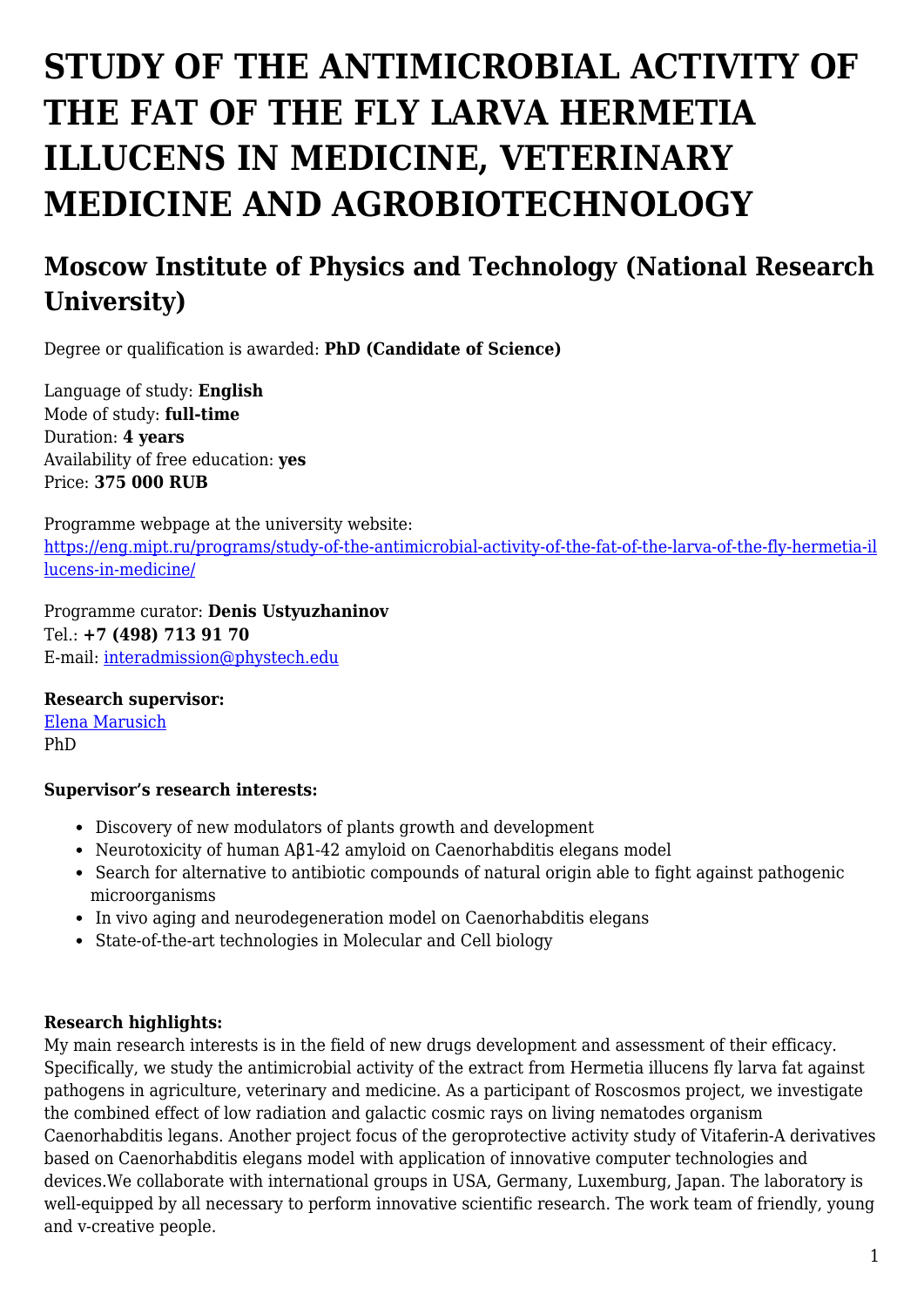# STUDY OF THE ANTIMICROBIAL ACTIVITY OF THE FAT OF THE FLY LARVA HERMETIA ILLUCENS IN MEDICINE, VETERINARY MEDICINE AND AGROBIOTECHNOLOGY

## Moscow Institute of Physics and Technology (National Research University)

Degree or qualification is awarded: **PhD (Candidate of Science)**

Language of study: **English**
Mode of study: **full-time**
Duration: **4 years**
Availability of free education: **yes**
Price: **375 000 RUB**

Programme webpage at the university website:
https://eng.mipt.ru/programs/study-of-the-antimicrobial-activity-of-the-fat-of-the-larva-of-the-fly-hermetia-illucens-in-medicine/

Programme curator: **Denis Ustyuzhaninov**
Tel.: **+7 (498) 713 91 70**
E-mail: interadmission@phystech.edu

**Research supervisor:**
Elena Marusich
PhD

**Supervisor's research interests:**

- Discovery of new modulators of plants growth and development
- Neurotoxicity of human Aβ1-42 amyloid on Caenorhabditis elegans model
- Search for alternative to antibiotic compounds of natural origin able to fight against pathogenic microorganisms
- In vivo aging and neurodegeneration model on Caenorhabditis elegans
- State-of-the-art technologies in Molecular and Cell biology

**Research highlights:**
My main research interests is in the field of new drugs development and assessment of their efficacy. Specifically, we study the antimicrobial activity of the extract from Hermetia illucens fly larva fat against pathogens in agriculture, veterinary and medicine. As a participant of Roscosmos project, we investigate the combined effect of low radiation and galactic cosmic rays on living nematodes organism Caenorhabditis legans. Another project focus of the geroprotective activity study of Vitaferin-A derivatives based on Caenorhabditis elegans model with application of innovative computer technologies and devices.We collaborate with international groups in USA, Germany, Luxemburg, Japan. The laboratory is well-equipped by all necessary to perform innovative scientific research. The work team of friendly, young and v-creative people.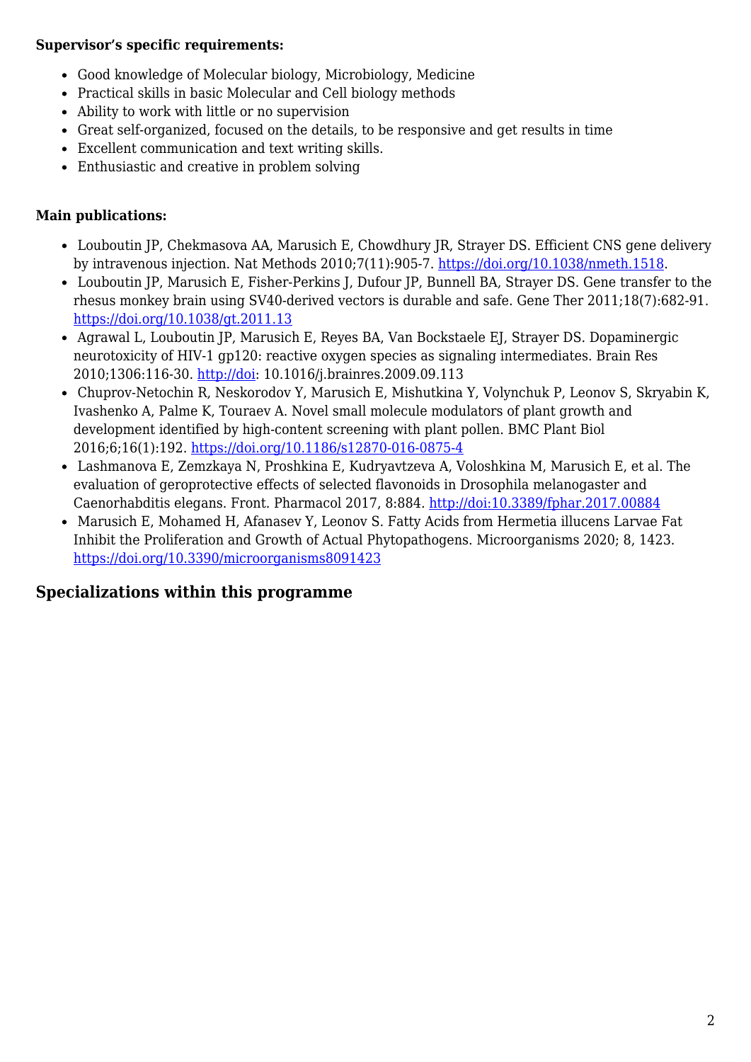**Supervisor's specific requirements:**

- Good knowledge of Molecular biology, Microbiology, Medicine
- Practical skills in basic Molecular and Cell biology methods
- Ability to work with little or no supervision
- Great self-organized, focused on the details, to be responsive and get results in time
- Excellent communication and text writing skills.
- Enthusiastic and creative in problem solving

**Main publications:**

- Louboutin JP, Chekmasova AA, Marusich E, Chowdhury JR, Strayer DS. Efficient CNS gene delivery by intravenous injection. Nat Methods 2010;7(11):905-7. https://doi.org/10.1038/nmeth.1518.
- Louboutin JP, Marusich E, Fisher-Perkins J, Dufour JP, Bunnell BA, Strayer DS. Gene transfer to the rhesus monkey brain using SV40-derived vectors is durable and safe. Gene Ther 2011;18(7):682-91. https://doi.org/10.1038/gt.2011.13
- Agrawal L, Louboutin JP, Marusich E, Reyes BA, Van Bockstaele EJ, Strayer DS. Dopaminergic neurotoxicity of HIV-1 gp120: reactive oxygen species as signaling intermediates. Brain Res 2010;1306:116-30. http://doi: 10.1016/j.brainres.2009.09.113
- Chuprov-Netochin R, Neskorodov Y, Marusich E, Mishutkina Y, Volynchuk P, Leonov S, Skryabin K, Ivashenko A, Palme K, Touraev A. Novel small molecule modulators of plant growth and development identified by high-content screening with plant pollen. BMC Plant Biol 2016;6;16(1):192. https://doi.org/10.1186/s12870-016-0875-4
- Lashmanova E, Zemzkaya N, Proshkina E, Kudryavtzeva A, Voloshkina M, Marusich E, et al. The evaluation of geroprotective effects of selected flavonoids in Drosophila melanogaster and Caenorhabditis elegans. Front. Pharmacol 2017, 8:884. http://doi:10.3389/fphar.2017.00884
- Marusich E, Mohamed H, Afanasev Y, Leonov S. Fatty Acids from Hermetia illucens Larvae Fat Inhibit the Proliferation and Growth of Actual Phytopathogens. Microorganisms 2020; 8, 1423. https://doi.org/10.3390/microorganisms8091423

## Specializations within this programme